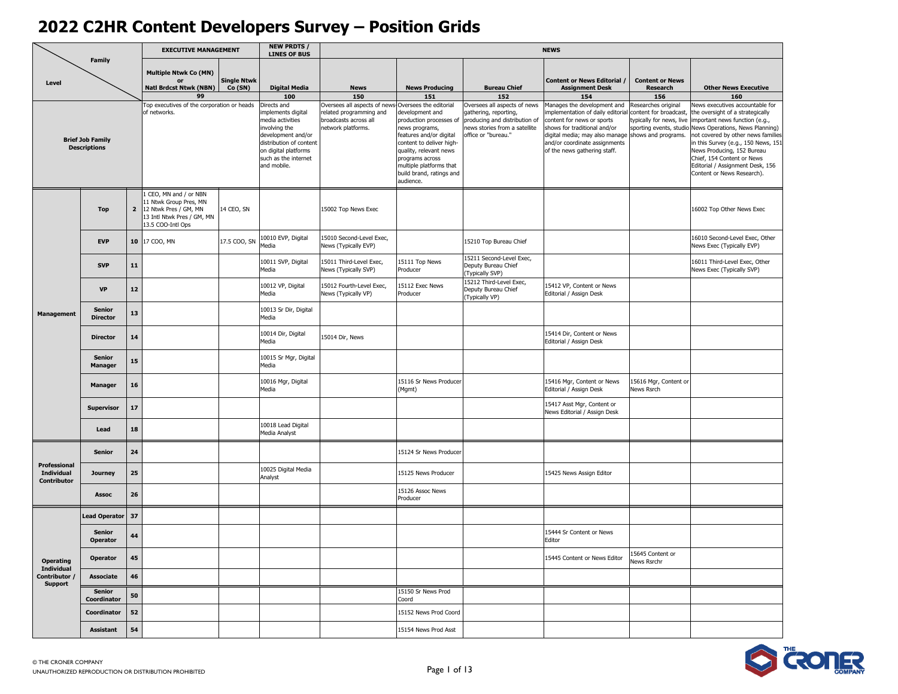# 2022 C2HR Content Developers Survey – Position Grids

| Level | | | EXECUTIVE MANAGEMENT | | NEW PRDTS / LINES OF BUS | NEWS | | | | | |
|---|---|---|---|---|---|---|---|---|---|---|---|
| Family | | | Multiple Ntwk Co (MN) or Natl Brdcst Ntwk (NBN) | Single Ntwk Co (SN) | Digital Media | News | News Producing | Bureau Chief | Content or News Editorial / Assignment Desk | Content or News Research | Other News Executive |
| | | | 99 | | 100 | 150 | 151 | 152 | 154 | 156 | 160 |
| Brief Job Family Descriptions | | | Top executives of the corporation or heads of networks. | | Directs and implements digital media activities involving the development and/or distribution of content on digital platforms such as the internet and mobile. | Oversees all aspects of news related programming and broadcasts across all network platforms. | Oversees the editorial development and production processes of news programs, features and/or digital content to deliver high-quality, relevant news programs across multiple platforms that build brand, ratings and audience. | Oversees all aspects of news gathering, reporting, producing and distribution of news stories from a satellite office or "bureau." | Manages the development and implementation of daily editorial content for news or sports shows for traditional and/or digital media; may also manage and/or coordinate assignments of the news gathering staff. | Researches original content for broadcast, typically for news, live sporting events, studio shows and programs. | News executives accountable for the oversight of a strategically important news function (e.g., News Operations, News Planning) not covered by other news families in this Survey (e.g., 150 News, 151 News Producing, 152 Bureau Chief, 154 Content or News Editorial / Assignment Desk, 156 Content or News Research). |
| Management | Top | 2 | 1 CEO, MN and / or NBN<br>11 Ntwk Group Pres, MN<br>12 Ntwk Pres / GM, MN<br>13 Intl Ntwk Pres / GM, MN<br>13.5 COO-Intl Ops | 14 CEO, SN | | 15002 Top News Exec | | | | | 16002 Top Other News Exec |
| | EVP | 10 | 17 COO, MN | 17.5 COO, SN | 10010 EVP, Digital Media | 15010 Second-Level Exec, News (Typically EVP) | | 15210 Top Bureau Chief | | | 16010 Second-Level Exec, Other News Exec (Typically EVP) |
| | SVP | 11 | | | 10011 SVP, Digital Media | 15011 Third-Level Exec, News (Typically SVP) | 15111 Top News Producer | 15211 Second-Level Exec, Deputy Bureau Chief (Typically SVP) | | | 16011 Third-Level Exec, Other News Exec (Typically SVP) |
| | VP | 12 | | | 10012 VP, Digital Media | 15012 Fourth-Level Exec, News (Typically VP) | 15112 Exec News Producer | 15212 Third-Level Exec, Deputy Bureau Chief (Typically VP) | 15412 VP, Content or News Editorial / Assign Desk | | |
| | Senior Director | 13 | | | 10013 Sr Dir, Digital Media | | | | | | |
| | Director | 14 | | | 10014 Dir, Digital Media | 15014 Dir, News | | | 15414 Dir, Content or News Editorial / Assign Desk | | |
| | Senior Manager | 15 | | | 10015 Sr Mgr, Digital Media | | | | | | |
| | Manager | 16 | | | 10016 Mgr, Digital Media | | 15116 Sr News Producer (Mgmt) | | 15416 Mgr, Content or News Editorial / Assign Desk | 15616 Mgr, Content or News Rsrch | |
| | Supervisor | 17 | | | | | | | 15417 Asst Mgr, Content or News Editorial / Assign Desk | | |
| | Lead | 18 | | | 10018 Lead Digital Media Analyst | | | | | | |
| Professional Individual Contributor | Senior | 24 | | | | | 15124 Sr News Producer | | | | |
| | Journey | 25 | | | 10025 Digital Media Analyst | | 15125 News Producer | | 15425 News Assign Editor | | |
| | Assoc | 26 | | | | | 15126 Assoc News Producer | | | | |
| Operating Individual Contributor / Support | Lead Operator | 37 | | | | | | | | | |
| | Senior Operator | 44 | | | | | | | 15444 Sr Content or News Editor | | |
| | Operator | 45 | | | | | | | 15445 Content or News Editor | 15645 Content or News Rsrchr | |
| | Associate | 46 | | | | | | | | | |
| | Senior Coordinator | 50 | | | | | 15150 Sr News Prod Coord | | | | |
| | Coordinator | 52 | | | | | 15152 News Prod Coord | | | | |
| | Assistant | 54 | | | | | 15154 News Prod Asst | | | | |

© THE CRONER COMPANY
UNAUTHORIZED REPRODUCTION OR DISTRIBUTION PROHIBITED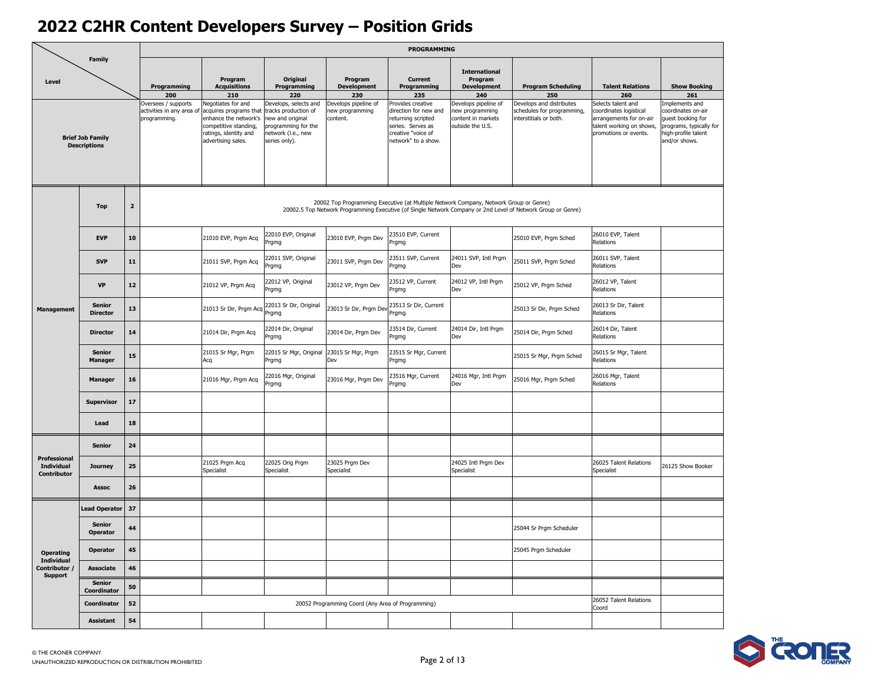# 2022 C2HR Content Developers Survey – Position Grids

| Level | | | PROGRAMMING | | | | | | | | |
|---|---|---|---|---|---|---|---|---|---|---|---|
| | Family | | Programming 200 | Program Acquisitions 210 | Original Programming 220 | Program Development 230 | Current Programming 235 | International Program Development 240 | Program Scheduling 250 | Talent Relations 260 | Show Booking 261 |
| Brief Job Family Descriptions | | | Oversees / supports activities in any area of programming. | Negotiates for and acquires programs that enhance the network's competitive standing, ratings, identity and advertising sales. | Develops, selects and tracks production of new and original programming for the network (i.e., new series only). | Develops pipeline of new programming content. | Provides creative direction for new and returning scripted series. Serves as creative "voice of network" to a show. | Develops pipeline of new programming content in markets outside the U.S. | Develops and distributes schedules for programming, interstitials or both. | Selects talent and coordinates logistical arrangements for on-air talent working on shows, promotions or events. | Implements and coordinates on-air guest booking for programs, typically for high-profile talent and/or shows. |
| Management | Top | 2 | 20002 Top Programming Executive (at Multiple Network Company, Network Group or Genre) 20002.5 Top Network Programming Executive (of Single Network Company or 2nd Level of Network Group or Genre) | | | | | | | | |
| | EVP | 10 | | 21010 EVP, Prgm Acq | 22010 EVP, Original Prgmg | 23010 EVP, Prgm Dev | 23510 EVP, Current Prgmg | | 25010 EVP, Prgm Sched | 26010 EVP, Talent Relations | |
| | SVP | 11 | | 21011 SVP, Prgm Acq | 22011 SVP, Original Prgmg | 23011 SVP, Prgm Dev | 23511 SVP, Current Prgmg | 24011 SVP, Intl Prgm Dev | 25011 SVP, Prgm Sched | 26011 SVP, Talent Relations | |
| | VP | 12 | | 21012 VP, Prgm Acq | 22012 VP, Original Prgmg | 23012 VP, Prgm Dev | 23512 VP, Current Prgmg | 24012 VP, Intl Prgm Dev | 25012 VP, Prgm Sched | 26012 VP, Talent Relations | |
| | Senior Director | 13 | | 21013 Sr Dir, Prgm Acq | 22013 Sr Dir, Original Prgmg | 23013 Sr Dir, Prgm Dev | 23513 Sr Dir, Current Prgmg | | 25013 Sr Dir, Prgm Sched | 26013 Sr Dir, Talent Relations | |
| | Director | 14 | | 21014 Dir, Prgm Acq | 22014 Dir, Original Prgmg | 23014 Dir, Prgm Dev | 23514 Dir, Current Prgmg | 24014 Dir, Intl Prgm Dev | 25014 Dir, Prgm Sched | 26014 Dir, Talent Relations | |
| | Senior Manager | 15 | | 21015 Sr Mgr, Prgm Acq | 22015 Sr Mgr, Original Prgmg | 23015 Sr Mgr, Prgm Dev | 23515 Sr Mgr, Current Prgmg | | 25015 Sr Mgr, Prgm Sched | 26015 Sr Mgr, Talent Relations | |
| | Manager | 16 | | 21016 Mgr, Prgm Acq | 22016 Mgr, Original Prgmg | 23016 Mgr, Prgm Dev | 23516 Mgr, Current Prgmg | 24016 Mgr, Intl Prgm Dev | 25016 Mgr, Prgm Sched | 26016 Mgr, Talent Relations | |
| | Supervisor | 17 | | | | | | | | | |
| | Lead | 18 | | | | | | | | | |
| Professional Individual Contributor | Senior | 24 | | | | | | | | | |
| | Journey | 25 | | 21025 Prgm Acq Specialist | 22025 Orig Prgm Specialist | 23025 Prgm Dev Specialist | | 24025 Intl Prgm Dev Specialist | | 26025 Talent Relations Specialist | 26125 Show Booker |
| | Assoc | 26 | | | | | | | | | |
| Operating Individual Contributor / Support | Lead Operator | 37 | | | | | | | | | |
| | Senior Operator | 44 | | | | | | | 25044 Sr Prgm Scheduler | | |
| | Operator | 45 | | | | | | | 25045 Prgm Scheduler | | |
| | Associate | 46 | | | | | | | | | |
| | Senior Coordinator | 50 | | | | | | | | | |
| | Coordinator | 52 | 20052 Programming Coord (Any Area of Programming) | | | | | | | 26052 Talent Relations Coord | |
| | Assistant | 54 | | | | | | | | | |

© THE CRONER COMPANY
UNAUTHORIZED REPRODUCTION OR DISTRIBUTION PROHIBITED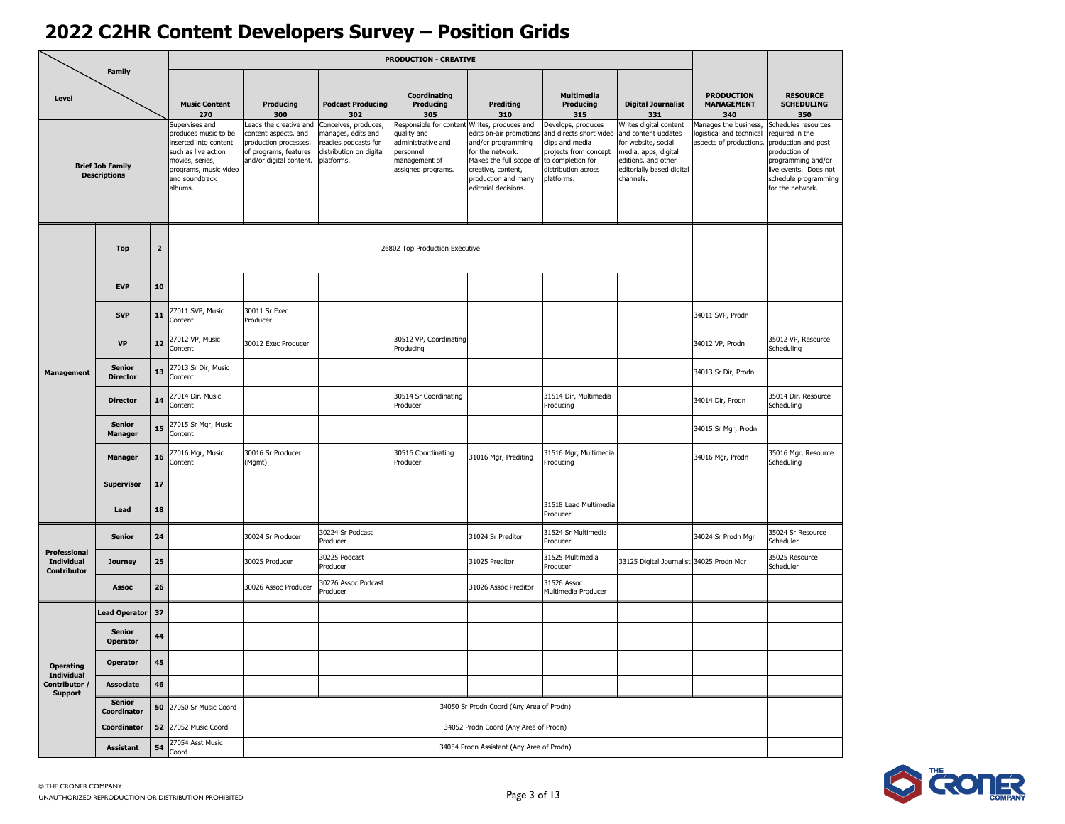# 2022 C2HR Content Developers Survey – Position Grids

| Level | | | PRODUCTION - CREATIVE | | | | | | | | |
|---|---|---|---|---|---|---|---|---|---|---|---|
| Family | | | Music Content 270 | Producing 300 | Podcast Producing 302 | Coordinating Producing 305 | Prediting 310 | Multimedia Producing 315 | Digital Journalist 331 | PRODUCTION MANAGEMENT 340 | RESOURCE SCHEDULING 350 |
| Brief Job Family Descriptions | | | Supervises and produces music to be inserted into content such as live action movies, series, programs, music video and soundtrack albums. | Leads the creative and content aspects, and production processes, of programs, features and/or digital content. | Conceives, produces, manages, edits and readies podcasts for distribution on digital platforms. | Responsible for content quality and administrative and personnel management of assigned programs. | Writes, produces and edits on-air promotions and/or programming for the network. Makes the full scope of creative, content, production and many editorial decisions. | Develops, produces and directs short video clips and media projects from concept to completion for distribution across platforms. | Writes digital content and content updates for website, social media, apps, digital editions, and other editorially based digital channels. | Manages the business, logistical and technical aspects of productions. | Schedules resources required in the production and post production of programming and/or live events. Does not schedule programming for the network. |
| Management | Top | 2 | 26802 Top Production Executive | | | | | | | | |
| Management | EVP | 10 | | | | | | | | | |
| Management | SVP | 11 | 27011 SVP, Music Content | 30011 Sr Exec Producer | | | | | | 34011 SVP, Prodn | |
| Management | VP | 12 | 27012 VP, Music Content | 30012 Exec Producer | | 30512 VP, Coordinating Producing | | | | 34012 VP, Prodn | 35012 VP, Resource Scheduling |
| Management | Senior Director | 13 | 27013 Sr Dir, Music Content | | | | | | | 34013 Sr Dir, Prodn | |
| Management | Director | 14 | 27014 Dir, Music Content | | | 30514 Sr Coordinating Producer | | 31514 Dir, Multimedia Producing | | 34014 Dir, Prodn | 35014 Dir, Resource Scheduling |
| Management | Senior Manager | 15 | 27015 Sr Mgr, Music Content | | | | | | | 34015 Sr Mgr, Prodn | |
| Management | Manager | 16 | 27016 Mgr, Music Content | 30016 Sr Producer (Mgmt) | | 30516 Coordinating Producer | 31016 Mgr, Prediting | 31516 Mgr, Multimedia Producing | | 34016 Mgr, Prodn | 35016 Mgr, Resource Scheduling |
| Management | Supervisor | 17 | | | | | | | | | |
| Management | Lead | 18 | | | | | | 31518 Lead Multimedia Producer | | | |
| Professional Individual Contributor | Senior | 24 | | 30024 Sr Producer | 30224 Sr Podcast Producer | | 31024 Sr Preditor | 31524 Sr Multimedia Producer | | 34024 Sr Prodn Mgr | 35024 Sr Resource Scheduler |
| Professional Individual Contributor | Journey | 25 | | 30025 Producer | 30225 Podcast Producer | | 31025 Preditor | 31525 Multimedia Producer | 33125 Digital Journalist | 34025 Prodn Mgr | 35025 Resource Scheduler |
| Professional Individual Contributor | Assoc | 26 | | 30026 Assoc Producer | 30226 Assoc Podcast Producer | | 31026 Assoc Preditor | 31526 Assoc Multimedia Producer | | | |
| Operating Individual Contributor / Support | Lead Operator | 37 | | | | | | | | | |
| Operating Individual Contributor / Support | Senior Operator | 44 | | | | | | | | | |
| Operating Individual Contributor / Support | Operator | 45 | | | | | | | | | |
| Operating Individual Contributor / Support | Associate | 46 | | | | | | | | | |
| Operating Individual Contributor / Support | Senior Coordinator | 50 | 27050 Sr Music Coord | 34050 Sr Prodn Coord (Any Area of Prodn) | | | | | | | |
| Operating Individual Contributor / Support | Coordinator | 52 | 27052 Music Coord | 34052 Prodn Coord (Any Area of Prodn) | | | | | | | |
| Operating Individual Contributor / Support | Assistant | 54 | 27054 Asst Music Coord | 34054 Prodn Assistant (Any Area of Prodn) | | | | | | | |

© THE CRONER COMPANY
UNAUTHORIZED REPRODUCTION OR DISTRIBUTION PROHIBITED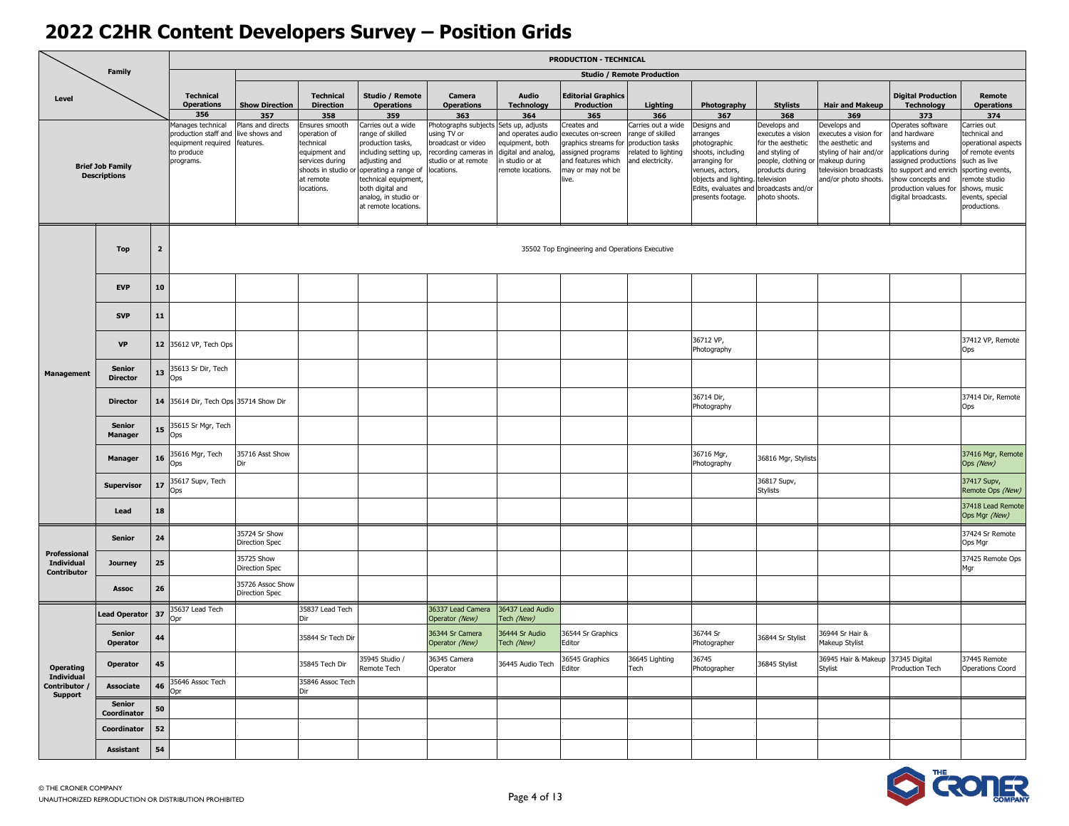# 2022 C2HR Content Developers Survey – Position Grids

| Level | | | PRODUCTION - TECHNICAL | | | | | | | | | | | | |
|---|---|---|---|---|---|---|---|---|---|---|---|---|---|---|---|
| | | | | Studio / Remote Production | | | | | | | | | | | |
| | | | Technical Operations 356 | Show Direction 357 | Technical Direction 358 | Studio / Remote Operations 359 | Camera Operations 363 | Audio Technology 364 | Editorial Graphics Production 365 | Lighting 366 | Photography 367 | Stylists 368 | Hair and Makeup 369 | Digital Production Technology 373 | Remote Operations 374 |
| **Brief Job Family Descriptions** | | | Manages technical production staff and equipment required to produce programs. | Plans and directs live shows and features. | Ensures smooth operation of technical equipment and services during shoots in studio or at remote locations. | Carries out a wide range of skilled production tasks, including setting up, adjusting and operating a range of technical equipment, both digital and analog, in studio or at remote locations. | Photographs subjects using TV or broadcast or video recording cameras in studio or at remote locations. | Sets up, adjusts and operates audio equipment, both digital and analog, in studio or at remote locations. | Creates and executes on-screen graphics streams for assigned programs and features which may or may not be live. | Carries out a wide range of skilled production tasks related to lighting and electricity. | Designs and arranges photographic shoots, including arranging for venues, actors, objects and lighting. Edits, evaluates and presents footage. | Develops and executes a vision for the aesthetic and styling of people, clothing or products during television broadcasts and/or photo shoots. | Develops and executes a vision for the aesthetic and styling of hair and/or makeup during television broadcasts and/or photo shoots. | Operates software and hardware systems and applications during assigned productions to support and enrich show concepts and production values for digital broadcasts. | Carries out technical and operational aspects of remote events such as live sporting events, remote studio shows, music events, special productions. |
| **Management** | **Top** | **2** | 35502 Top Engineering and Operations Executive | | | | | | | | | | | | |
| | **EVP** | **10** | | | | | | | | | | | | | |
| | **SVP** | **11** | | | | | | | | | | | | | |
| | **VP** | **12** | 35612 VP, Tech Ops | | | | | | | | 36712 VP, Photography | | | | 37412 VP, Remote Ops |
| | **Senior Director** | **13** | 35613 Sr Dir, Tech Ops | | | | | | | | | | | | |
| | **Director** | **14** | 35614 Dir, Tech Ops | 35714 Show Dir | | | | | | | 36714 Dir, Photography | | | | 37414 Dir, Remote Ops |
| | **Senior Manager** | **15** | 35615 Sr Mgr, Tech Ops | | | | | | | | | | | | |
| | **Manager** | **16** | 35616 Mgr, Tech Ops | 35716 Asst Show Dir | | | | | | | 36716 Mgr, Photography | 36816 Mgr, Stylists | | | 37416 Mgr, Remote Ops *(New)* |
| | **Supervisor** | **17** | 35617 Supv, Tech Ops | | | | | | | | | 36817 Supv, Stylists | | | 37417 Supv, Remote Ops *(New)* |
| | **Lead** | **18** | | | | | | | | | | | | | 37418 Lead Remote Ops Mgr *(New)* |
| **Professional Individual Contributor** | **Senior** | **24** | | 35724 Sr Show Direction Spec | | | | | | | | | | | 37424 Sr Remote Ops Mgr |
| | **Journey** | **25** | | 35725 Show Direction Spec | | | | | | | | | | | 37425 Remote Ops Mgr |
| | **Assoc** | **26** | | 35726 Assoc Show Direction Spec | | | | | | | | | | | |
| **Operating Individual Contributor / Support** | **Lead Operator** | **37** | 35637 Lead Tech Opr | | 35837 Lead Tech Dir | | 36337 Lead Camera Operator *(New)* | 36437 Lead Audio Tech *(New)* | | | | | | | |
| | **Senior Operator** | **44** | | | 35844 Sr Tech Dir | | 36344 Sr Camera Operator *(New)* | 36444 Sr Audio Tech *(New)* | 36544 Sr Graphics Editor | | 36744 Sr Photographer | 36844 Sr Stylist | 36944 Sr Hair & Makeup Stylist | | |
| | **Operator** | **45** | | | 35845 Tech Dir | 35945 Studio / Remote Tech | 36345 Camera Operator | 36445 Audio Tech | 36545 Graphics Editor | 36645 Lighting Tech | 36745 Photographer | 36845 Stylist | 36945 Hair & Makeup Stylist | 37345 Digital Production Tech | 37445 Remote Operations Coord |
| | **Associate** | **46** | 35646 Assoc Tech Opr | | 35846 Assoc Tech Dir | | | | | | | | | | |
| | **Senior Coordinator** | **50** | | | | | | | | | | | | | |
| | **Coordinator** | **52** | | | | | | | | | | | | | |
| | **Assistant** | **54** | | | | | | | | | | | | | |

© THE CRONER COMPANY
UNAUTHORIZED REPRODUCTION OR DISTRIBUTION PROHIBITED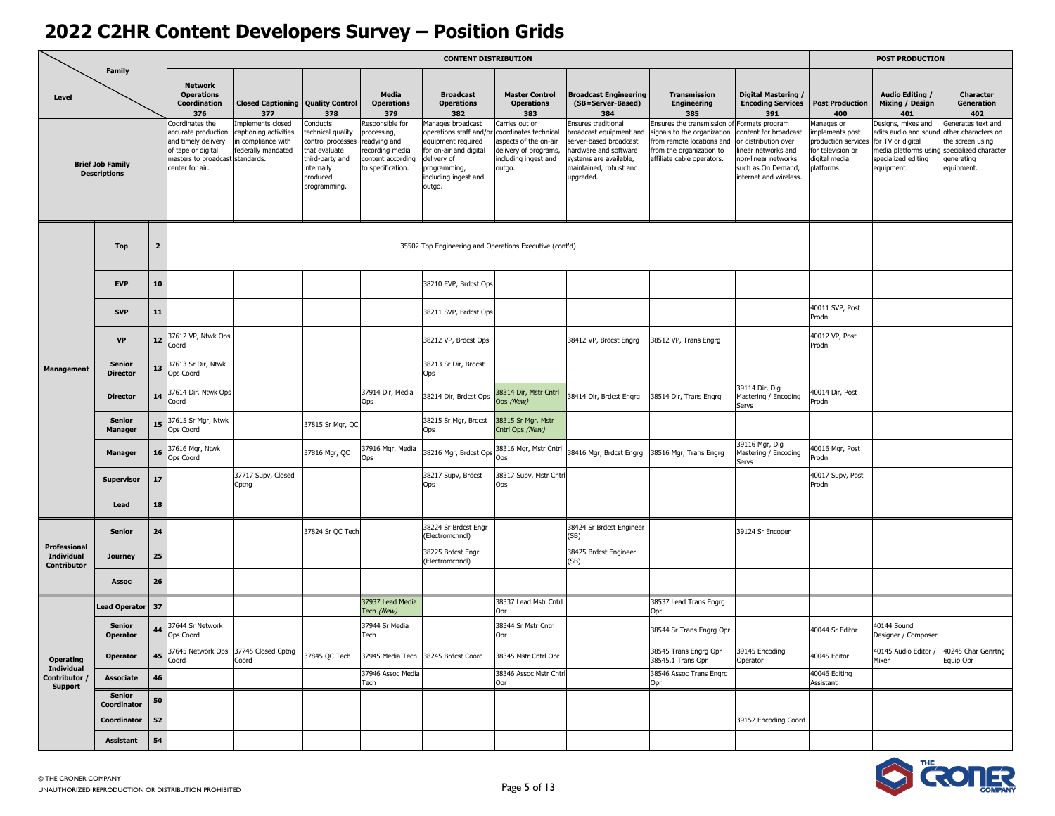# 2022 C2HR Content Developers Survey – Position Grids

| Level | | | CONTENT DISTRIBUTION | | | | | | | | | POST PRODUCTION | | |
|---|---|---|---|---|---|---|---|---|---|---|---|---|---|---|
| Family | | | Network Operations Coordination 376 | Closed Captioning 377 | Quality Control 378 | Media Operations 379 | Broadcast Operations 382 | Master Control Operations 383 | Broadcast Engineering (SB=Server-Based) 384 | Transmission Engineering 385 | Digital Mastering / Encoding Services 391 | Post Production 400 | Audio Editing / Mixing / Design 401 | Character Generation 402 |
| Brief Job Family Descriptions | | | Coordinates the accurate production and timely delivery of tape or digital masters to broadcast center for air. | Implements closed captioning activities in compliance with federally mandated standards. | Conducts technical quality control processes that evaluate third-party and internally produced programming. | Responsible for processing, readying and recording media content according to specification. | Manages broadcast operations staff and/or equipment required for on-air and digital delivery of programming, including ingest and outgo. | Carries out or coordinates technical aspects of the on-air delivery of programs, including ingest and outgo. | Ensures traditional broadcast equipment and server-based broadcast hardware and software systems are available, maintained, robust and upgraded. | Ensures the transmission of signals to the organization from remote locations and from the organization to affiliate cable operators. | Formats program content for broadcast or distribution over linear networks and non-linear networks such as On Demand, internet and wireless. | Manages or implements post production services for television or digital media platforms. | Designs, mixes and edits audio and sound for TV or digital media platforms using specialized editing equipment. | Generates text and other characters on the screen using specialized character generating equipment. |
| Management | Top | 2 | 35502 Top Engineering and Operations Executive (cont'd) | | | | | | | | | | | |
| Management | EVP | 10 | | | | | 38210 EVP, Brdcst Ops | | | | | | | |
| Management | SVP | 11 | | | | | 38211 SVP, Brdcst Ops | | | | | 40011 SVP, Post Prodn | | |
| Management | VP | 12 | 37612 VP, Ntwk Ops Coord | | | | 38212 VP, Brdcst Ops | | 38412 VP, Brdcst Engrg | 38512 VP, Trans Engrg | | 40012 VP, Post Prodn | | |
| Management | Senior Director | 13 | 37613 Sr Dir, Ntwk Ops Coord | | | | 38213 Sr Dir, Brdcst Ops | | | | | | | |
| Management | Director | 14 | 37614 Dir, Ntwk Ops Coord | | | 37914 Dir, Media Ops | 38214 Dir, Brdcst Ops | 38314 Dir, Mstr Cntrl Ops *(New)* | 38414 Dir, Brdcst Engrg | 38514 Dir, Trans Engrg | 39114 Dir, Dig Mastering / Encoding Servs | 40014 Dir, Post Prodn | | |
| Management | Senior Manager | 15 | 37615 Sr Mgr, Ntwk Ops Coord | | 37815 Sr Mgr, QC | | 38215 Sr Mgr, Brdcst Ops | 38315 Sr Mgr, Mstr Cntrl Ops *(New)* | | | | | | |
| Management | Manager | 16 | 37616 Mgr, Ntwk Ops Coord | | 37816 Mgr, QC | 37916 Mgr, Media Ops | 38216 Mgr, Brdcst Ops | 38316 Mgr, Mstr Cntrl Ops | 38416 Mgr, Brdcst Engrg | 38516 Mgr, Trans Engrg | 39116 Mgr, Dig Mastering / Encoding Servs | 40016 Mgr, Post Prodn | | |
| Management | Supervisor | 17 | | 37717 Supv, Closed Cptng | | | 38217 Supv, Brdcst Ops | 38317 Supv, Mstr Cntrl Ops | | | | 40017 Supv, Post Prodn | | |
| Management | Lead | 18 | | | | | | | | | | | | |
| Professional Individual Contributor | Senior | 24 | | | 37824 Sr QC Tech | | 38224 Sr Brdcst Engr (Electromchncl) | | 38424 Sr Brdcst Engineer (SB) | | 39124 Sr Encoder | | | |
| Professional Individual Contributor | Journey | 25 | | | | | 38225 Brdcst Engr (Electromchncl) | | 38425 Brdcst Engineer (SB) | | | | | |
| Professional Individual Contributor | Assoc | 26 | | | | | | | | | | | | |
| Operating Individual Contributor / Support | Lead Operator | 37 | | | | 37937 Lead Media Tech *(New)* | | 38337 Lead Mstr Cntrl Opr | | 38537 Lead Trans Engrg Opr | | | | |
| Operating Individual Contributor / Support | Senior Operator | 44 | 37644 Sr Network Ops Coord | | | 37944 Sr Media Tech | | 38344 Sr Mstr Cntrl Opr | | 38544 Sr Trans Engrg Opr | | 40044 Sr Editor | 40144 Sound Designer / Composer | |
| Operating Individual Contributor / Support | Operator | 45 | 37645 Network Ops Coord | 37745 Closed Cptng Coord | 37845 QC Tech | 37945 Media Tech | 38245 Brdcst Coord | 38345 Mstr Cntrl Opr | | 38545 Trans Engrg Opr<br>38545.1 Trans Opr | 39145 Encoding Operator | 40045 Editor | 40145 Audio Editor / Mixer | 40245 Char Genrtng Equip Opr |
| Operating Individual Contributor / Support | Associate | 46 | | | | 37946 Assoc Media Tech | | 38346 Assoc Mstr Cntrl Opr | | 38546 Assoc Trans Engrg Opr | | 40046 Editing Assistant | | |
| Operating Individual Contributor / Support | Senior Coordinator | 50 | | | | | | | | | | | | |
| Operating Individual Contributor / Support | Coordinator | 52 | | | | | | | | | 39152 Encoding Coord | | | |
| Operating Individual Contributor / Support | Assistant | 54 | | | | | | | | | | | | |

© THE CRONER COMPANY
UNAUTHORIZED REPRODUCTION OR DISTRIBUTION PROHIBITED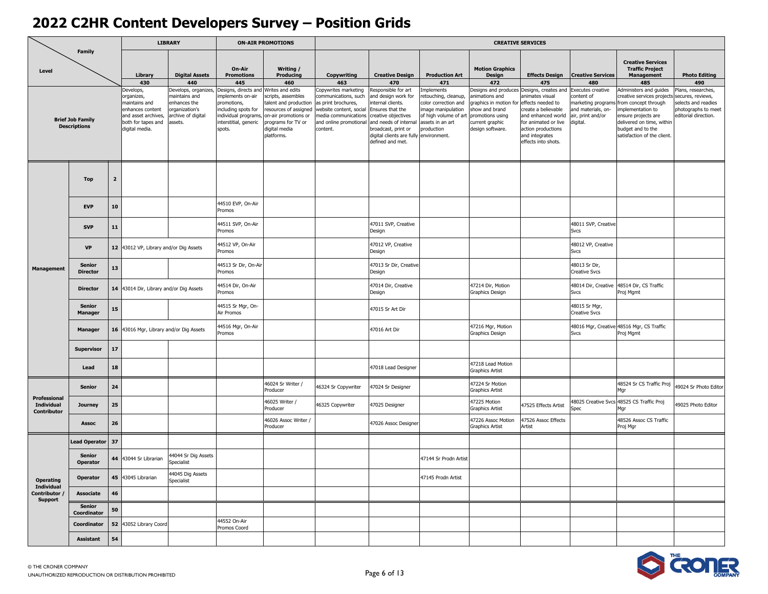# 2022 C2HR Content Developers Survey – Position Grids

| Family / Level | | | LIBRARY | | ON-AIR PROMOTIONS | | CREATIVE SERVICES | | | | | | | |
|---|---|---|---|---|---|---|---|---|---|---|---|---|---|---|
| | | | **Library** 430 | **Digital Assets** 440 | **On-Air Promotions** 445 | **Writing / Producing** 460 | **Copywriting** 463 | **Creative Design** 470 | **Production Art** 471 | **Motion Graphics Design** 472 | **Effects Design** 475 | **Creative Services** 480 | **Creative Services Traffic Project Management** 485 | **Photo Editing** 490 |
| **Brief Job Family Descriptions** | | | Develops, organizes, maintains and enhances content and asset archives, both for tapes and digital media. | Develops, organizes, maintains and enhances the organization's archive of digital assets. | Designs, directs and implements on-air promotions, including spots for individual programs, interstitial, generic spots. | Writes and edits scripts, assembles talent and production resources of assigned on-air promotions or programs for TV or digital media platforms. | Copywrites marketing communications, such as print brochures, website content, social media communications and online promotional content. | Responsible for art and design work for internal clients. Ensures that the creative objectives and needs of internal broadcast, print or digital clients are fully defined and met. | Implements retouching, cleanup, color correction and image manipulation of high volume of art assets in an art production environment. | Designs and produces animations and graphics in motion for show and brand promotions using current graphic design software. | Designs, creates and animates visual effects needed to create a believable and enhanced world for animated or live action productions and integrates effects into shots. | Executes creative content of marketing programs and materials, on-air, print and/or digital. | Administers and guides creative services projects from concept through implementation to ensure projects are delivered on time, within budget and to the satisfaction of the client. | Plans, researches, secures, reviews, selects and readies photographs to meet editorial direction. |
| **Management** | **Top** | **2** | | | | | | | | | | | | |
| | **EVP** | **10** | | | 44510 EVP, On-Air Promos | | | | | | | | | |
| | **SVP** | **11** | | | 44511 SVP, On-Air Promos | | | 47011 SVP, Creative Design | | | | 48011 SVP, Creative Svcs | | |
| | **VP** | **12** | 43012 VP, Library and/or Dig Assets | | 44512 VP, On-Air Promos | | | 47012 VP, Creative Design | | | | 48012 VP, Creative Svcs | | |
| | **Senior Director** | **13** | | | 44513 Sr Dir, On-Air Promos | | | 47013 Sr Dir, Creative Design | | | | 48013 Sr Dir, Creative Svcs | | |
| | **Director** | **14** | 43014 Dir, Library and/or Dig Assets | | 44514 Dir, On-Air Promos | | | 47014 Dir, Creative Design | | 47214 Dir, Motion Graphics Design | | 48014 Dir, Creative Svcs | 48514 Dir, CS Traffic Proj Mgmt | |
| | **Senior Manager** | **15** | | | 44515 Sr Mgr, On-Air Promos | | | 47015 Sr Art Dir | | | | 48015 Sr Mgr, Creative Svcs | | |
| | **Manager** | **16** | 43016 Mgr, Library and/or Dig Assets | | 44516 Mgr, On-Air Promos | | | 47016 Art Dir | | 47216 Mgr, Motion Graphics Design | | 48016 Mgr, Creative Svcs | 48516 Mgr, CS Traffic Proj Mgmt | |
| | **Supervisor** | **17** | | | | | | | | | | | | |
| | **Lead** | **18** | | | | | | 47018 Lead Designer | | 47218 Lead Motion Graphics Artist | | | | |
| **Professional Individual Contributor** | **Senior** | **24** | | | | 46024 Sr Writer / Producer | 46324 Sr Copywriter | 47024 Sr Designer | | 47224 Sr Motion Graphics Artist | | | 48524 Sr CS Traffic Proj Mgr | 49024 Sr Photo Editor |
| | **Journey** | **25** | | | | 46025 Writer / Producer | 46325 Copywriter | 47025 Designer | | 47225 Motion Graphics Artist | 47525 Effects Artist | 48025 Creative Svcs Spec | 48525 CS Traffic Proj Mgr | 49025 Photo Editor |
| | **Assoc** | **26** | | | | 46026 Assoc Writer / Producer | | 47026 Assoc Designer | | 47226 Assoc Motion Graphics Artist | 47526 Assoc Effects Artist | | 48526 Assoc CS Traffic Proj Mgr | |
| **Operating Individual Contributor / Support** | **Lead Operator** | **37** | | | | | | | | | | | | |
| | **Senior Operator** | **44** | 43044 Sr Librarian | 44044 Sr Dig Assets Specialist | | | | | 47144 Sr Prodn Artist | | | | | |
| | **Operator** | **45** | 43045 Librarian | 44045 Dig Assets Specialist | | | | | 47145 Prodn Artist | | | | | |
| | **Associate** | **46** | | | | | | | | | | | | |
| | **Senior Coordinator** | **50** | | | | | | | | | | | | |
| | **Coordinator** | **52** | 43052 Library Coord | | 44552 On-Air Promos Coord | | | | | | | | | |
| | **Assistant** | **54** | | | | | | | | | | | | |

© THE CRONER COMPANY
UNAUTHORIZED REPRODUCTION OR DISTRIBUTION PROHIBITED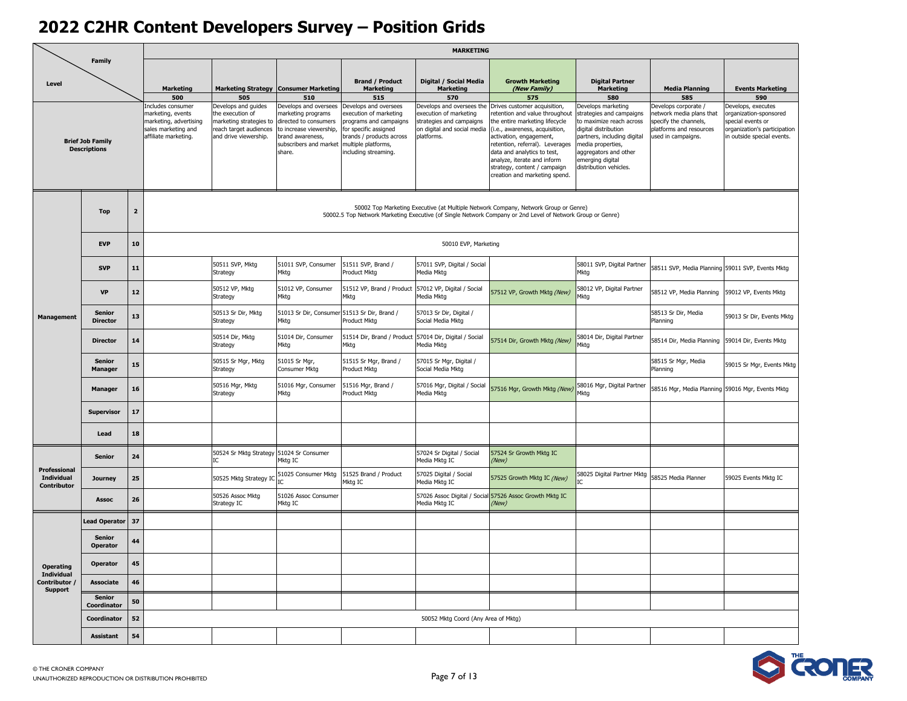# 2022 C2HR Content Developers Survey – Position Grids

| Level / Family | | | Marketing 500 | Marketing Strategy 505 | Consumer Marketing 510 | Brand / Product Marketing 515 | Digital / Social Media Marketing 570 | Growth Marketing *(New Family)* 575 | Digital Partner Marketing 580 | Media Planning 585 | Events Marketing 590 |
|---|---|---|---|---|---|---|---|---|---|---|---|
| **Brief Job Family Descriptions** | | | Includes consumer marketing, events marketing, advertising sales marketing and affiliate marketing. | Develops and guides the execution of marketing strategies to reach target audiences and drive viewership. | Develops and oversees marketing programs directed to consumers to increase viewership, brand awareness, subscribers and market share. | Develops and oversees execution of marketing programs and campaigns for specific assigned brands / products across multiple platforms, including streaming. | Develops and oversees the execution of marketing strategies and campaigns on digital and social media platforms. | Drives customer acquisition, retention and value throughout the entire marketing lifecycle (i.e., awareness, acquisition, activation, engagement, retention, referral). Leverages data and analytics to test, analyze, iterate and inform strategy, content / campaign creation and marketing spend. | Develops marketing strategies and campaigns to maximize reach across digital distribution partners, including digital media properties, aggregators and other emerging digital distribution vehicles. | Develops corporate / network media plans that specify the channels, platforms and resources used in campaigns. | Develops, executes organization-sponsored special events or organization's participation in outside special events. |
| **Management** | **Top** | **2** | 50002 Top Marketing Executive (at Multiple Network Company, Network Group or Genre)<br>50002.5 Top Network Marketing Executive (of Single Network Company or 2nd Level of Network Group or Genre) | | | | | | | | |
| | **EVP** | **10** | 50010 EVP, Marketing | | | | | | | | |
| | **SVP** | **11** | | 50511 SVP, Mktg Strategy | 51011 SVP, Consumer Mktg | 51511 SVP, Brand / Product Mktg | 57011 SVP, Digital / Social Media Mktg | | 58011 SVP, Digital Partner Mktg | 58511 SVP, Media Planning | 59011 SVP, Events Mktg |
| | **VP** | **12** | | 50512 VP, Mktg Strategy | 51012 VP, Consumer Mktg | 51512 VP, Brand / Product Mktg | 57012 VP, Digital / Social Media Mktg | 57512 VP, Growth Mktg *(New)* | 58012 VP, Digital Partner Mktg | 58512 VP, Media Planning | 59012 VP, Events Mktg |
| | **Senior Director** | **13** | | 50513 Sr Dir, Mktg Strategy | 51013 Sr Dir, Consumer Mktg | 51513 Sr Dir, Brand / Product Mktg | 57013 Sr Dir, Digital / Social Media Mktg | | | 58513 Sr Dir, Media Planning | 59013 Sr Dir, Events Mktg |
| | **Director** | **14** | | 50514 Dir, Mktg Strategy | 51014 Dir, Consumer Mktg | 51514 Dir, Brand / Product Mktg | 57014 Dir, Digital / Social Media Mktg | 57514 Dir, Growth Mktg *(New)* | 58014 Dir, Digital Partner Mktg | 58514 Dir, Media Planning | 59014 Dir, Events Mktg |
| | **Senior Manager** | **15** | | 50515 Sr Mgr, Mktg Strategy | 51015 Sr Mgr, Consumer Mktg | 51515 Sr Mgr, Brand / Product Mktg | 57015 Sr Mgr, Digital / Social Media Mktg | | | 58515 Sr Mgr, Media Planning | 59015 Sr Mgr, Events Mktg |
| | **Manager** | **16** | | 50516 Mgr, Mktg Strategy | 51016 Mgr, Consumer Mktg | 51516 Mgr, Brand / Product Mktg | 57016 Mgr, Digital / Social Media Mktg | 57516 Mgr, Growth Mktg *(New)* | 58016 Mgr, Digital Partner Mktg | 58516 Mgr, Media Planning | 59016 Mgr, Events Mktg |
| | **Supervisor** | **17** | | | | | | | | | |
| | **Lead** | **18** | | | | | | | | | |
| **Professional Individual Contributor** | **Senior** | **24** | | 50524 Sr Mktg Strategy IC | 51024 Sr Consumer Mktg IC | | 57024 Sr Digital / Social Media Mktg IC | 57524 Sr Growth Mktg IC *(New)* | | | |
| | **Journey** | **25** | | 50525 Mktg Strategy IC | 51025 Consumer Mktg IC | 51525 Brand / Product Mktg IC | 57025 Digital / Social Media Mktg IC | 57525 Growth Mktg IC *(New)* | 58025 Digital Partner Mktg IC | 58525 Media Planner | 59025 Events Mktg IC |
| | **Assoc** | **26** | | 50526 Assoc Mktg Strategy IC | 51026 Assoc Consumer Mktg IC | | 57026 Assoc Digital / Social Media Mktg IC | 57526 Assoc Growth Mktg IC *(New)* | | | |
| **Operating Individual Contributor / Support** | **Lead Operator** | **37** | | | | | | | | | |
| | **Senior Operator** | **44** | | | | | | | | | |
| | **Operator** | **45** | | | | | | | | | |
| | **Associate** | **46** | | | | | | | | | |
| | **Senior Coordinator** | **50** | | | | | | | | | |
| | **Coordinator** | **52** | 50052 Mktg Coord (Any Area of Mktg) | | | | | | | | |
| | **Assistant** | **54** | | | | | | | | | |

© THE CRONER COMPANY
UNAUTHORIZED REPRODUCTION OR DISTRIBUTION PROHIBITED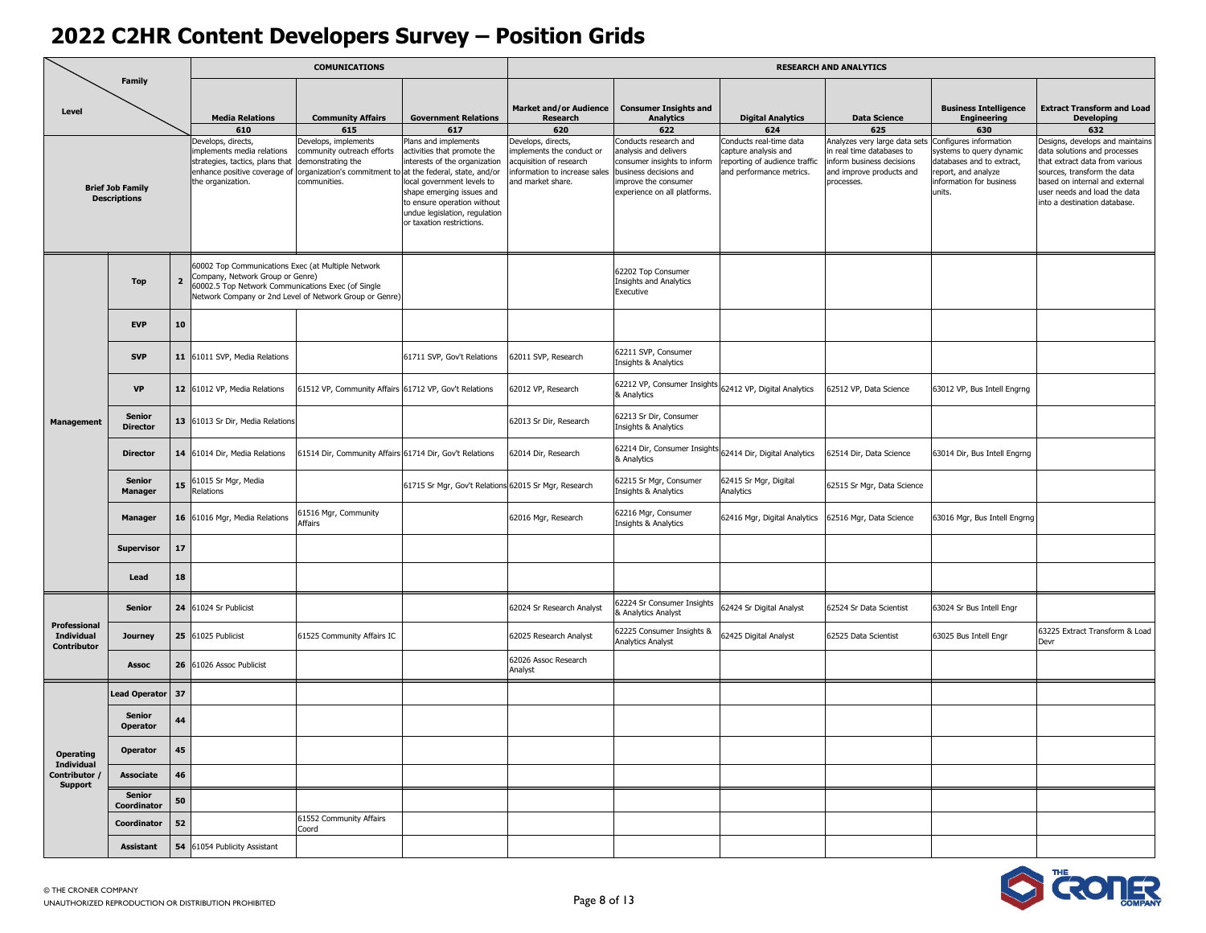# 2022 C2HR Content Developers Survey – Position Grids

| Level | | | COMUNICATIONS | | | RESEARCH AND ANALYTICS | | | | | |
|---|---|---|---|---|---|---|---|---|---|---|---|
| Family | | | **Media Relations** 610 | **Community Affairs** 615 | **Government Relations** 617 | **Market and/or Audience Research** 620 | **Consumer Insights and Analytics** 622 | **Digital Analytics** 624 | **Data Science** 625 | **Business Intelligence Engineering** 630 | **Extract Transform and Load Developing** 632 |
| **Brief Job Family Descriptions** | | | Develops, directs, implements media relations strategies, tactics, plans that enhance positive coverage of the organization. | Develops, implements community outreach efforts demonstrating the organization's commitment to communities. | Plans and implements activities that promote the interests of the organization at the federal, state, and/or local government levels to shape emerging issues and to ensure operation without undue legislation, regulation or taxation restrictions. | Develops, directs, implements the conduct or acquisition of research information to increase sales and market share. | Conducts research and analysis and delivers consumer insights to inform business decisions and improve the consumer experience on all platforms. | Conducts real-time data capture analysis and reporting of audience traffic and performance metrics. | Analyzes very large data sets in real time databases to inform business decisions and improve products and processes. | Configures information systems to query dynamic databases and to extract, report, and analyze information for business units. | Designs, develops and maintains data solutions and processes that extract data from various sources, transform the data based on internal and external user needs and load the data into a destination database. |
| **Management** | **Top** | **2** | 60002 Top Communications Exec (at Multiple Network Company, Network Group or Genre) 60002.5 Top Network Communications Exec (of Single Network Company or 2nd Level of Network Group or Genre) | | | | 62202 Top Consumer Insights and Analytics Executive | | | | |
| | **EVP** | **10** | | | | | | | | | |
| | **SVP** | **11** | 61011 SVP, Media Relations | | 61711 SVP, Gov't Relations | 62011 SVP, Research | 62211 SVP, Consumer Insights & Analytics | | | | |
| | **VP** | **12** | 61012 VP, Media Relations | 61512 VP, Community Affairs | 61712 VP, Gov't Relations | 62012 VP, Research | 62212 VP, Consumer Insights & Analytics | 62412 VP, Digital Analytics | 62512 VP, Data Science | 63012 VP, Bus Intell Engrng | |
| | **Senior Director** | **13** | 61013 Sr Dir, Media Relations | | | 62013 Sr Dir, Research | 62213 Sr Dir, Consumer Insights & Analytics | | | | |
| | **Director** | **14** | 61014 Dir, Media Relations | 61514 Dir, Community Affairs | 61714 Dir, Gov't Relations | 62014 Dir, Research | 62214 Dir, Consumer Insights & Analytics | 62414 Dir, Digital Analytics | 62514 Dir, Data Science | 63014 Dir, Bus Intell Engrng | |
| | **Senior Manager** | **15** | 61015 Sr Mgr, Media Relations | | 61715 Sr Mgr, Gov't Relations | 62015 Sr Mgr, Research | 62215 Sr Mgr, Consumer Insights & Analytics | 62415 Sr Mgr, Digital Analytics | 62515 Sr Mgr, Data Science | | |
| | **Manager** | **16** | 61016 Mgr, Media Relations | 61516 Mgr, Community Affairs | | 62016 Mgr, Research | 62216 Mgr, Consumer Insights & Analytics | 62416 Mgr, Digital Analytics | 62516 Mgr, Data Science | 63016 Mgr, Bus Intell Engrng | |
| | **Supervisor** | **17** | | | | | | | | | |
| | **Lead** | **18** | | | | | | | | | |
| **Professional Individual Contributor** | **Senior** | **24** | 61024 Sr Publicist | | | 62024 Sr Research Analyst | 62224 Sr Consumer Insights & Analytics Analyst | 62424 Sr Digital Analyst | 62524 Sr Data Scientist | 63024 Sr Bus Intell Engr | |
| | **Journey** | **25** | 61025 Publicist | 61525 Community Affairs IC | | 62025 Research Analyst | 62225 Consumer Insights & Analytics Analyst | 62425 Digital Analyst | 62525 Data Scientist | 63025 Bus Intell Engr | 63225 Extract Transform & Load Devr |
| | **Assoc** | **26** | 61026 Assoc Publicist | | | 62026 Assoc Research Analyst | | | | | |
| **Operating Individual Contributor / Support** | **Lead Operator** | **37** | | | | | | | | | |
| | **Senior Operator** | **44** | | | | | | | | | |
| | **Operator** | **45** | | | | | | | | | |
| | **Associate** | **46** | | | | | | | | | |
| | **Senior Coordinator** | **50** | | | | | | | | | |
| | **Coordinator** | **52** | | 61552 Community Affairs Coord | | | | | | | |
| | **Assistant** | **54** | 61054 Publicity Assistant | | | | | | | | |

© THE CRONER COMPANY
UNAUTHORIZED REPRODUCTION OR DISTRIBUTION PROHIBITED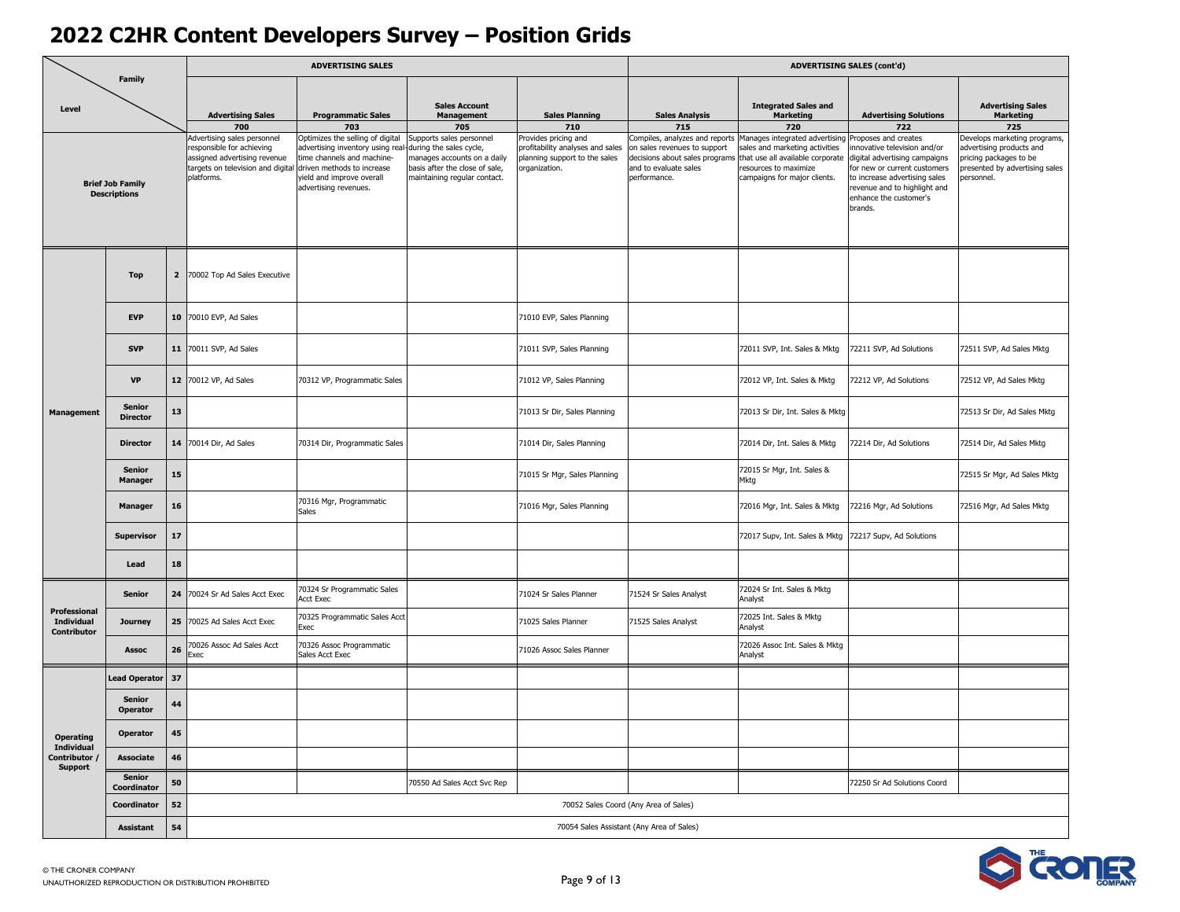# 2022 C2HR Content Developers Survey – Position Grids

| Level | | | ADVERTISING SALES | | | | ADVERTISING SALES (cont'd) | | | |
|---|---|---|---|---|---|---|---|---|---|---|
| Family | | | Advertising Sales 700 | Programmatic Sales 703 | Sales Account Management 705 | Sales Planning 710 | Sales Analysis 715 | Integrated Sales and Marketing 720 | Advertising Solutions 722 | Advertising Sales Marketing 725 |
| Brief Job Family Descriptions | | | Advertising sales personnel responsible for achieving assigned advertising revenue targets on television and digital platforms. | Optimizes the selling of digital advertising inventory using real-time channels and machine-driven methods to increase yield and improve overall advertising revenues. | Supports sales personnel during the sales cycle, manages accounts on a daily basis after the close of sale, maintaining regular contact. | Provides pricing and profitability analyses and sales planning support to the sales organization. | Compiles, analyzes and reports on sales revenues to support decisions about sales programs and to evaluate sales performance. | Manages integrated advertising sales and marketing activities that use all available corporate resources to maximize campaigns for major clients. | Proposes and creates innovative television and/or digital advertising campaigns for new or current customers to increase advertising sales revenue and to highlight and enhance the customer's brands. | Develops marketing programs, advertising products and pricing packages to be presented by advertising sales personnel. |
| Management | Top | 2 | 70002 Top Ad Sales Executive | | | | | | | |
| Management | EVP | 10 | 70010 EVP, Ad Sales | | | 71010 EVP, Sales Planning | | | | |
| Management | SVP | 11 | 70011 SVP, Ad Sales | | | 71011 SVP, Sales Planning | | 72011 SVP, Int. Sales & Mktg | 72211 SVP, Ad Solutions | 72511 SVP, Ad Sales Mktg |
| Management | VP | 12 | 70012 VP, Ad Sales | 70312 VP, Programmatic Sales | | 71012 VP, Sales Planning | | 72012 VP, Int. Sales & Mktg | 72212 VP, Ad Solutions | 72512 VP, Ad Sales Mktg |
| Management | Senior Director | 13 | | | | 71013 Sr Dir, Sales Planning | | 72013 Sr Dir, Int. Sales & Mktg | | 72513 Sr Dir, Ad Sales Mktg |
| Management | Director | 14 | 70014 Dir, Ad Sales | 70314 Dir, Programmatic Sales | | 71014 Dir, Sales Planning | | 72014 Dir, Int. Sales & Mktg | 72214 Dir, Ad Solutions | 72514 Dir, Ad Sales Mktg |
| Management | Senior Manager | 15 | | | | 71015 Sr Mgr, Sales Planning | | 72015 Sr Mgr, Int. Sales & Mktg | | 72515 Sr Mgr, Ad Sales Mktg |
| Management | Manager | 16 | | 70316 Mgr, Programmatic Sales | | 71016 Mgr, Sales Planning | | 72016 Mgr, Int. Sales & Mktg | 72216 Mgr, Ad Solutions | 72516 Mgr, Ad Sales Mktg |
| Management | Supervisor | 17 | | | | | | 72017 Supv, Int. Sales & Mktg | 72217 Supv, Ad Solutions | |
| Management | Lead | 18 | | | | | | | | |
| Professional Individual Contributor | Senior | 24 | 70024 Sr Ad Sales Acct Exec | 70324 Sr Programmatic Sales Acct Exec | | 71024 Sr Sales Planner | 71524 Sr Sales Analyst | 72024 Sr Int. Sales & Mktg Analyst | | |
| Professional Individual Contributor | Journey | 25 | 70025 Ad Sales Acct Exec | 70325 Programmatic Sales Acct Exec | | 71025 Sales Planner | 71525 Sales Analyst | 72025 Int. Sales & Mktg Analyst | | |
| Professional Individual Contributor | Assoc | 26 | 70026 Assoc Ad Sales Acct Exec | 70326 Assoc Programmatic Sales Acct Exec | | 71026 Assoc Sales Planner | | 72026 Assoc Int. Sales & Mktg Analyst | | |
| Operating Individual Contributor / Support | Lead Operator | 37 | | | | | | | | |
| Operating Individual Contributor / Support | Senior Operator | 44 | | | | | | | | |
| Operating Individual Contributor / Support | Operator | 45 | | | | | | | | |
| Operating Individual Contributor / Support | Associate | 46 | | | | | | | | |
| Operating Individual Contributor / Support | Senior Coordinator | 50 | | | 70550 Ad Sales Acct Svc Rep | | | | 72250 Sr Ad Solutions Coord | |
| Operating Individual Contributor / Support | Coordinator | 52 | 70052 Sales Coord (Any Area of Sales) | | | | | | | |
| Operating Individual Contributor / Support | Assistant | 54 | 70054 Sales Assistant (Any Area of Sales) | | | | | | | |

© THE CRONER COMPANY
UNAUTHORIZED REPRODUCTION OR DISTRIBUTION PROHIBITED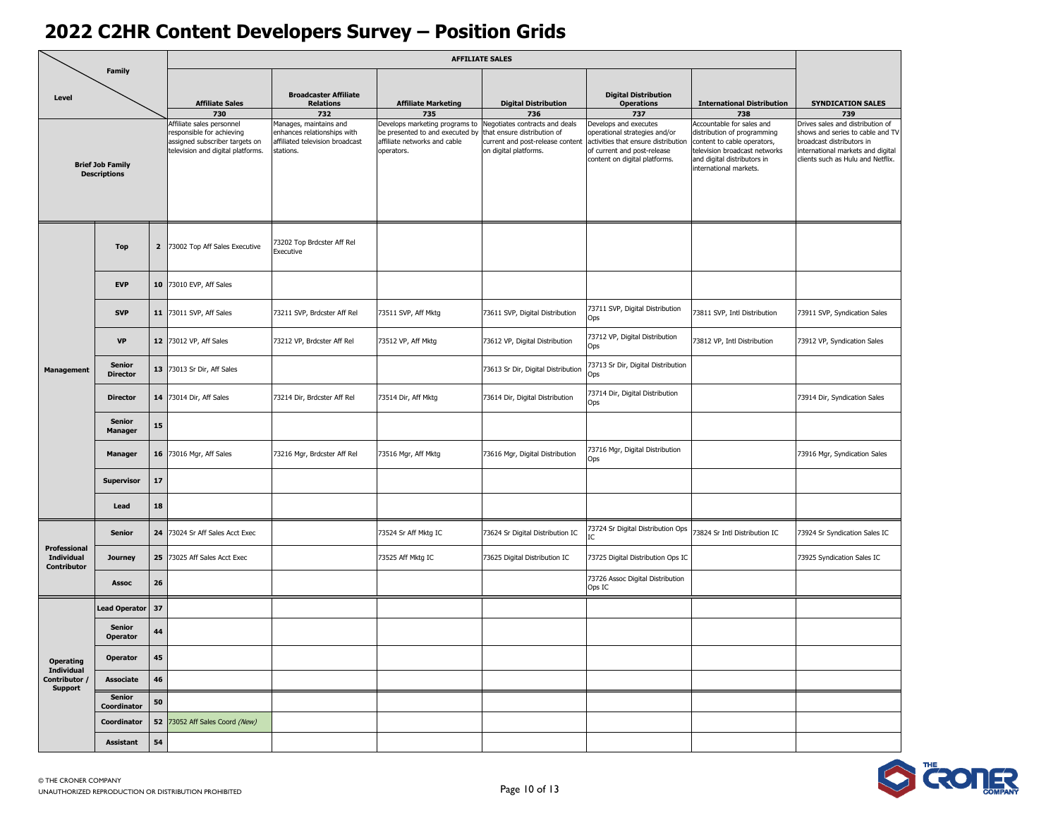# 2022 C2HR Content Developers Survey – Position Grids

| Level | | | Affiliate Sales 730 | Broadcaster Affiliate Relations 732 | Affiliate Marketing 735 | Digital Distribution 736 | Digital Distribution Operations 737 | International Distribution 738 | SYNDICATION SALES 739 |
|---|---|---|---|---|---|---|---|---|---|
| | | | AFFILIATE SALES | | | | | | |
| Brief Job Family Descriptions | | | Affiliate sales personnel responsible for achieving assigned subscriber targets on television and digital platforms. | Manages, maintains and enhances relationships with affiliated television broadcast stations. | Develops marketing programs to be presented to and executed by affiliate networks and cable operators. | Negotiates contracts and deals that ensure distribution of current and post-release content on digital platforms. | Develops and executes operational strategies and/or activities that ensure distribution of current and post-release content on digital platforms. | Accountable for sales and distribution of programming content to cable operators, television broadcast networks and digital distributors in international markets. | Drives sales and distribution of shows and series to cable and TV broadcast distributors in international markets and digital clients such as Hulu and Netflix. |
| Management | Top | 2 | 73002 Top Aff Sales Executive | 73202 Top Brdcster Aff Rel Executive | | | | | |
| Management | EVP | 10 | 73010 EVP, Aff Sales | | | | | | |
| Management | SVP | 11 | 73011 SVP, Aff Sales | 73211 SVP, Brdcster Aff Rel | 73511 SVP, Aff Mktg | 73611 SVP, Digital Distribution | 73711 SVP, Digital Distribution Ops | 73811 SVP, Intl Distribution | 73911 SVP, Syndication Sales |
| Management | VP | 12 | 73012 VP, Aff Sales | 73212 VP, Brdcster Aff Rel | 73512 VP, Aff Mktg | 73612 VP, Digital Distribution | 73712 VP, Digital Distribution Ops | 73812 VP, Intl Distribution | 73912 VP, Syndication Sales |
| Management | Senior Director | 13 | 73013 Sr Dir, Aff Sales | | | 73613 Sr Dir, Digital Distribution | 73713 Sr Dir, Digital Distribution Ops | | |
| Management | Director | 14 | 73014 Dir, Aff Sales | 73214 Dir, Brdcster Aff Rel | 73514 Dir, Aff Mktg | 73614 Dir, Digital Distribution | 73714 Dir, Digital Distribution Ops | | 73914 Dir, Syndication Sales |
| Management | Senior Manager | 15 | | | | | | | |
| Management | Manager | 16 | 73016 Mgr, Aff Sales | 73216 Mgr, Brdcster Aff Rel | 73516 Mgr, Aff Mktg | 73616 Mgr, Digital Distribution | 73716 Mgr, Digital Distribution Ops | | 73916 Mgr, Syndication Sales |
| Management | Supervisor | 17 | | | | | | | |
| Management | Lead | 18 | | | | | | | |
| Professional Individual Contributor | Senior | 24 | 73024 Sr Aff Sales Acct Exec | | 73524 Sr Aff Mktg IC | 73624 Sr Digital Distribution IC | 73724 Sr Digital Distribution Ops IC | 73824 Sr Intl Distribution IC | 73924 Sr Syndication Sales IC |
| Professional Individual Contributor | Journey | 25 | 73025 Aff Sales Acct Exec | | 73525 Aff Mktg IC | 73625 Digital Distribution IC | 73725 Digital Distribution Ops IC | | 73925 Syndication Sales IC |
| Professional Individual Contributor | Assoc | 26 | | | | | 73726 Assoc Digital Distribution Ops IC | | |
| Operating Individual Contributor / Support | Lead Operator | 37 | | | | | | | |
| Operating Individual Contributor / Support | Senior Operator | 44 | | | | | | | |
| Operating Individual Contributor / Support | Operator | 45 | | | | | | | |
| Operating Individual Contributor / Support | Associate | 46 | | | | | | | |
| Operating Individual Contributor / Support | Senior Coordinator | 50 | | | | | | | |
| Operating Individual Contributor / Support | Coordinator | 52 | 73052 Aff Sales Coord *(New)* | | | | | | |
| Operating Individual Contributor / Support | Assistant | 54 | | | | | | | |

© THE CRONER COMPANY
UNAUTHORIZED REPRODUCTION OR DISTRIBUTION PROHIBITED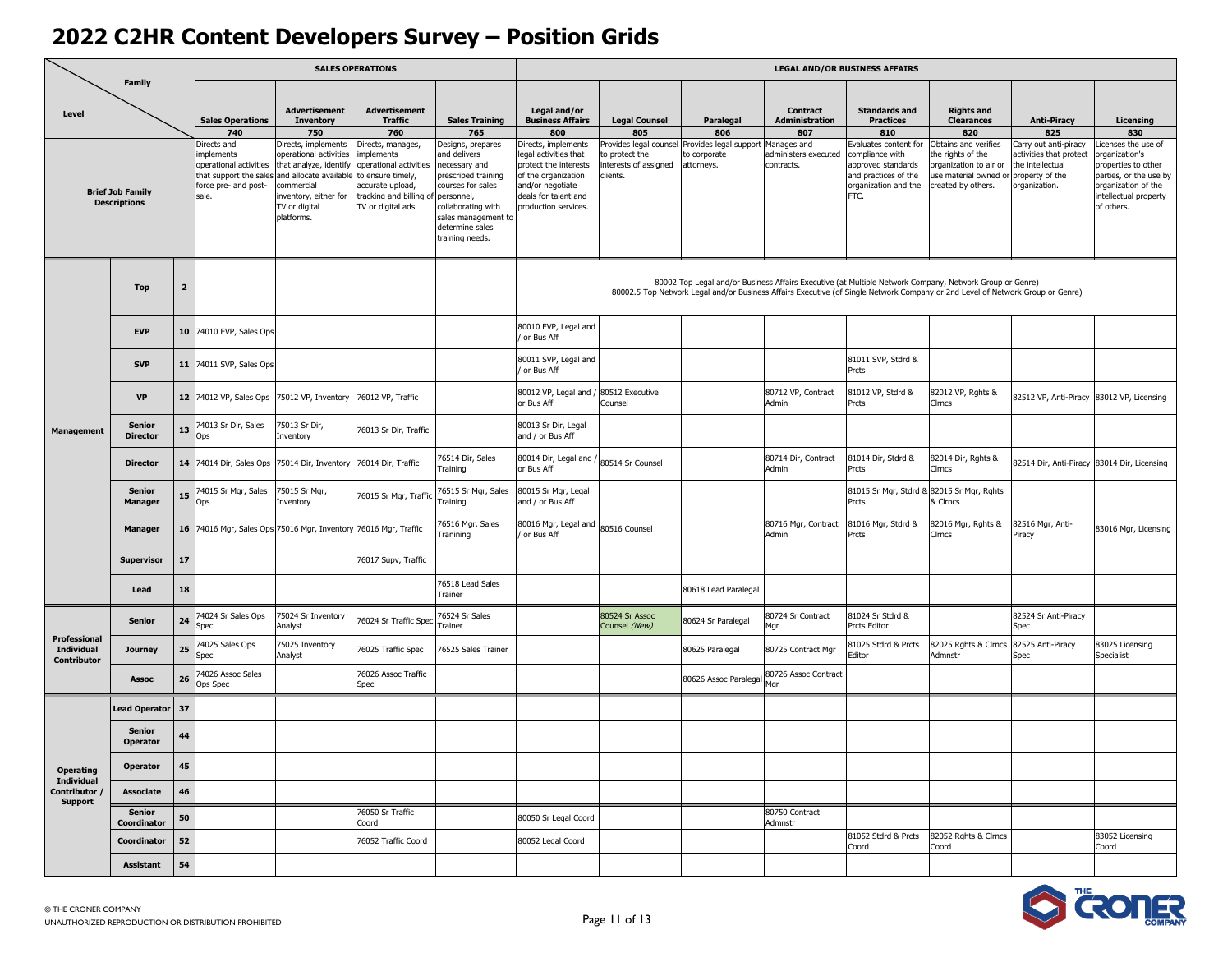# 2022 C2HR Content Developers Survey – Position Grids

| Level | | | SALES OPERATIONS | | | | LEGAL AND/OR BUSINESS AFFAIRS | | | | | | | |
|---|---|---|---|---|---|---|---|---|---|---|---|---|---|---|
| Family | | | Sales Operations 740 | Advertisement Inventory 750 | Advertisement Traffic 760 | Sales Training 765 | Legal and/or Business Affairs 800 | Legal Counsel 805 | Paralegal 806 | Contract Administration 807 | Standards and Practices 810 | Rights and Clearances 820 | Anti-Piracy 825 | Licensing 830 |
| Brief Job Family Descriptions | | | Directs and implements operational activities that support the sales force pre- and post-sale. | Directs, implements operational activities that analyze, identify and allocate available commercial inventory, either for TV or digital platforms. | Directs, manages, implements operational activities to ensure timely, accurate upload, tracking and billing of TV or digital ads. | Designs, prepares and delivers necessary and prescribed training courses for sales personnel, collaborating with sales management to determine sales training needs. | Directs, implements legal activities that protect the interests of the organization and/or negotiate deals for talent and production services. | Provides legal counsel to protect the interests of assigned clients. | Provides legal support to corporate attorneys. | Manages and administers executed contracts. | Evaluates content for compliance with approved standards and practices of the organization and the FTC. | Obtains and verifies the rights of the organization to air or use material owned or created by others. | Carry out anti-piracy activities that protect the intellectual property of the organization. | Licenses the use of organization's properties to other parties, or the use by organization of the intellectual property of others. |
| Management | Top | 2 | | | | | 80002 Top Legal and/or Business Affairs Executive (at Multiple Network Company, Network Group or Genre)<br>80002.5 Top Network Legal and/or Business Affairs Executive (of Single Network Company or 2nd Level of Network Group or Genre) | | | | | | | |
| Management | EVP | 10 | 74010 EVP, Sales Ops | | | | 80010 EVP, Legal and / or Bus Aff | | | | | | | |
| Management | SVP | 11 | 74011 SVP, Sales Ops | | | | 80011 SVP, Legal and / or Bus Aff | | | | 81011 SVP, Stdrd & Prcts | | | |
| Management | VP | 12 | 74012 VP, Sales Ops | 75012 VP, Inventory | 76012 VP, Traffic | | 80012 VP, Legal and / or Bus Aff | 80512 Executive Counsel | | 80712 VP, Contract Admin | 81012 VP, Stdrd & Prcts | 82012 VP, Rghts & Clrncs | 82512 VP, Anti-Piracy | 83012 VP, Licensing |
| Management | Senior Director | 13 | 74013 Sr Dir, Sales Ops | 75013 Sr Dir, Inventory | 76013 Sr Dir, Traffic | | 80013 Sr Dir, Legal and / or Bus Aff | | | | | | | |
| Management | Director | 14 | 74014 Dir, Sales Ops | 75014 Dir, Inventory | 76014 Dir, Traffic | 76514 Dir, Sales Training | 80014 Dir, Legal and / or Bus Aff | 80514 Sr Counsel | | 80714 Dir, Contract Admin | 81014 Dir, Stdrd & Prcts | 82014 Dir, Rghts & Clrncs | 82514 Dir, Anti-Piracy | 83014 Dir, Licensing |
| Management | Senior Manager | 15 | 74015 Sr Mgr, Sales Ops | 75015 Sr Mgr, Inventory | 76015 Sr Mgr, Traffic | 76515 Sr Mgr, Sales Training | 80015 Sr Mgr, Legal and / or Bus Aff | | | | 81015 Sr Mgr, Stdrd & Prcts | 82015 Sr Mgr, Rghts & Clrncs | | |
| Management | Manager | 16 | 74016 Mgr, Sales Ops | 75016 Mgr, Inventory | 76016 Mgr, Traffic | 76516 Mgr, Sales Trainining | 80016 Mgr, Legal and / or Bus Aff | 80516 Counsel | | 80716 Mgr, Contract Admin | 81016 Mgr, Stdrd & Prcts | 82016 Mgr, Rghts & Clrncs | 82516 Mgr, Anti-Piracy | 83016 Mgr, Licensing |
| Management | Supervisor | 17 | | | 76017 Supv, Traffic | | | | | | | | | |
| Management | Lead | 18 | | | | 76518 Lead Sales Trainer | | | 80618 Lead Paralegal | | | | | |
| Professional Individual Contributor | Senior | 24 | 74024 Sr Sales Ops Spec | 75024 Sr Inventory Analyst | 76024 Sr Traffic Spec | 76524 Sr Sales Trainer | | 80524 Sr Assoc Counsel *(New)* | 80624 Sr Paralegal | 80724 Sr Contract Mgr | 81024 Sr Stdrd & Prcts Editor | | 82524 Sr Anti-Piracy Spec | |
| Professional Individual Contributor | Journey | 25 | 74025 Sales Ops Spec | 75025 Inventory Analyst | 76025 Traffic Spec | 76525 Sales Trainer | | | 80625 Paralegal | 80725 Contract Mgr | 81025 Stdrd & Prcts Editor | 82025 Rghts & Clrncs Admnstr | 82525 Anti-Piracy Spec | 83025 Licensing Specialist |
| Professional Individual Contributor | Assoc | 26 | 74026 Assoc Sales Ops Spec | | 76026 Assoc Traffic Spec | | | | 80626 Assoc Paralegal | 80726 Assoc Contract Mgr | | | | |
| Operating Individual Contributor / Support | Lead Operator | 37 | | | | | | | | | | | | |
| Operating Individual Contributor / Support | Senior Operator | 44 | | | | | | | | | | | | |
| Operating Individual Contributor / Support | Operator | 45 | | | | | | | | | | | | |
| Operating Individual Contributor / Support | Associate | 46 | | | | | | | | | | | | |
| Operating Individual Contributor / Support | Senior Coordinator | 50 | | | 76050 Sr Traffic Coord | | 80050 Sr Legal Coord | | | 80750 Contract Admnstr | | | | |
| Operating Individual Contributor / Support | Coordinator | 52 | | | 76052 Traffic Coord | | 80052 Legal Coord | | | | 81052 Stdrd & Prcts Coord | 82052 Rghts & Clrncs Coord | | 83052 Licensing Coord |
| Operating Individual Contributor / Support | Assistant | 54 | | | | | | | | | | | | |

© THE CRONER COMPANY
UNAUTHORIZED REPRODUCTION OR DISTRIBUTION PROHIBITED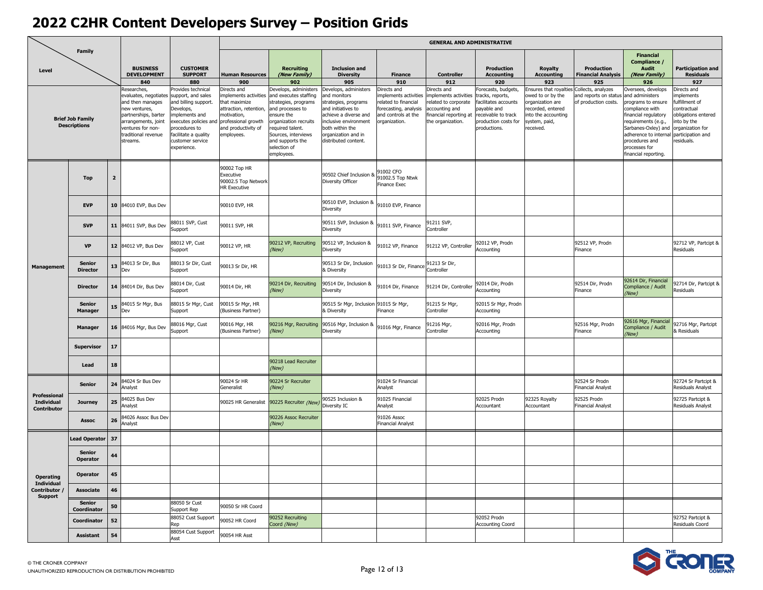# 2022 C2HR Content Developers Survey – Position Grids

| Level | | | BUSINESS DEVELOPMENT | CUSTOMER SUPPORT | GENERAL AND ADMINISTRATIVE | | | | | | | | | |
|---|---|---|---|---|---|---|---|---|---|---|---|---|---|---|
| Family | | | BUSINESS DEVELOPMENT 840 | CUSTOMER SUPPORT 880 | Human Resources 900 | Recruiting *(New Family)* 902 | Inclusion and Diversity 905 | Finance 910 | Controller 912 | Production Accounting 920 | Royalty Accounting 923 | Production Financial Analysis 925 | Financial Compliance / Audit *(New Family)* 926 | Participation and Residuals 927 |
| Brief Job Family Descriptions | | | Researches, evaluates, negotiates and then manages new ventures, partnerships, barter arrangements, joint ventures for non-traditional revenue streams. | Provides technical support, and sales and billing support. Develops, implements and executes policies and procedures to facilitate a quality customer service experience. | Directs and implements activities that maximize attraction, retention, motivation, professional growth and productivity of employees. | Develops, administers and executes staffing strategies, programs and processes to ensure the organization recruits required talent. Sources, interviews and supports the selection of employees. | Develops, administers and monitors strategies, programs and initiatives to achieve a diverse and inclusive environment both within the organization and in distributed content. | Directs and implements activities related to financial forecasting, analysis and controls at the organization. | Directs and implements activities related to corporate accounting and financial reporting at the organization. | Forecasts, budgets, tracks, reports, facilitates accounts payable and receivable to track production costs for productions. | Ensures that royalties owed to or by the organization are recorded, entered into the accounting system, paid, received. | Collects, analyzes and reports on status of production costs. | Oversees, develops and administers programs to ensure compliance with financial regulatory requirements (e.g., Sarbanes-Oxley) and adherence to internal procedures and processes for financial reporting. | Directs and implements fulfillment of contractual obligations entered into by the organization for participation and residuals. |
| Management | Top | 2 | | | 90002 Top HR Executive<br>90002.5 Top Network HR Executive | | 90502 Chief Inclusion & Diversity Officer | 91002 CFO<br>91002.5 Top Ntwk Finance Exec | | | | | | |
| Management | EVP | 10 | 84010 EVP, Bus Dev | | 90010 EVP, HR | | 90510 EVP, Inclusion & Diversity | 91010 EVP, Finance | | | | | | |
| Management | SVP | 11 | 84011 SVP, Bus Dev | 88011 SVP, Cust Support | 90011 SVP, HR | | 90511 SVP, Inclusion & Diversity | 91011 SVP, Finance | 91211 SVP, Controller | | | | | |
| Management | VP | 12 | 84012 VP, Bus Dev | 88012 VP, Cust Support | 90012 VP, HR | 90212 VP, Recruiting *(New)* | 90512 VP, Inclusion & Diversity | 91012 VP, Finance | 91212 VP, Controller | 92012 VP, Prodn Accounting | | 92512 VP, Prodn Finance | | 92712 VP, Partcipt & Residuals |
| Management | Senior Director | 13 | 84013 Sr Dir, Bus Dev | 88013 Sr Dir, Cust Support | 90013 Sr Dir, HR | | 90513 Sr Dir, Inclusion & Diversity | 91013 Sr Dir, Finance | 91213 Sr Dir, Controller | | | | | |
| Management | Director | 14 | 84014 Dir, Bus Dev | 88014 Dir, Cust Support | 90014 Dir, HR | 90214 Dir, Recruiting *(New)* | 90514 Dir, Inclusion & Diversity | 91014 Dir, Finance | 91214 Dir, Controller | 92014 Dir, Prodn Accounting | | 92514 Dir, Prodn Finance | 92614 Dir, Financial Compliance / Audit *(New)* | 92714 Dir, Partcipt & Residuals |
| Management | Senior Manager | 15 | 84015 Sr Mgr, Bus Dev | 88015 Sr Mgr, Cust Support | 90015 Sr Mgr, HR (Business Partner) | | 90515 Sr Mgr, Inclusion & Diversity | 91015 Sr Mgr, Finance | 91215 Sr Mgr, Controller | 92015 Sr Mgr, Prodn Accounting | | | | |
| Management | Manager | 16 | 84016 Mgr, Bus Dev | 88016 Mgr, Cust Support | 90016 Mgr, HR (Business Partner) | 90216 Mgr, Recruiting *(New)* | 90516 Mgr, Inclusion & Diversity | 91016 Mgr, Finance | 91216 Mgr, Controller | 92016 Mgr, Prodn Accounting | | 92516 Mgr, Prodn Finance | 92616 Mgr, Financial Compliance / Audit *(New)* | 92716 Mgr, Partcipt & Residuals |
| Management | Supervisor | 17 | | | | | | | | | | | | |
| Management | Lead | 18 | | | | 90218 Lead Recruiter *(New)* | | | | | | | | |
| Professional Individual Contributor | Senior | 24 | 84024 Sr Bus Dev Analyst | | 90024 Sr HR Generalist | 90224 Sr Recruiter *(New)* | | 91024 Sr Financial Analyst | | | | 92524 Sr Prodn Financial Analyst | | 92724 Sr Partcipt & Residuals Analyst |
| Professional Individual Contributor | Journey | 25 | 84025 Bus Dev Analyst | | 90025 HR Generalist | 90225 Recruiter *(New)* | 90525 Inclusion & Diversity IC | 91025 Financial Analyst | | 92025 Prodn Accountant | 92325 Royalty Accountant | 92525 Prodn Financial Analyst | | 92725 Partcipt & Residuals Analyst |
| Professional Individual Contributor | Assoc | 26 | 84026 Assoc Bus Dev Analyst | | | 90226 Assoc Recruiter *(New)* | | 91026 Assoc Financial Analyst | | | | | | |
| Operating Individual Contributor / Support | Lead Operator | 37 | | | | | | | | | | | | |
| Operating Individual Contributor / Support | Senior Operator | 44 | | | | | | | | | | | | |
| Operating Individual Contributor / Support | Operator | 45 | | | | | | | | | | | | |
| Operating Individual Contributor / Support | Associate | 46 | | | | | | | | | | | | |
| Operating Individual Contributor / Support | Senior Coordinator | 50 | | 88050 Sr Cust Support Rep | 90050 Sr HR Coord | | | | | | | | | |
| Operating Individual Contributor / Support | Coordinator | 52 | | 88052 Cust Support Rep | 90052 HR Coord | 90252 Recruiting Coord *(New)* | | | | 92052 Prodn Accounting Coord | | | | 92752 Partcipt & Residuals Coord |
| Operating Individual Contributor / Support | Assistant | 54 | | 88054 Cust Support Asst | 90054 HR Asst | | | | | | | | | |

© THE CRONER COMPANY
UNAUTHORIZED REPRODUCTION OR DISTRIBUTION PROHIBITED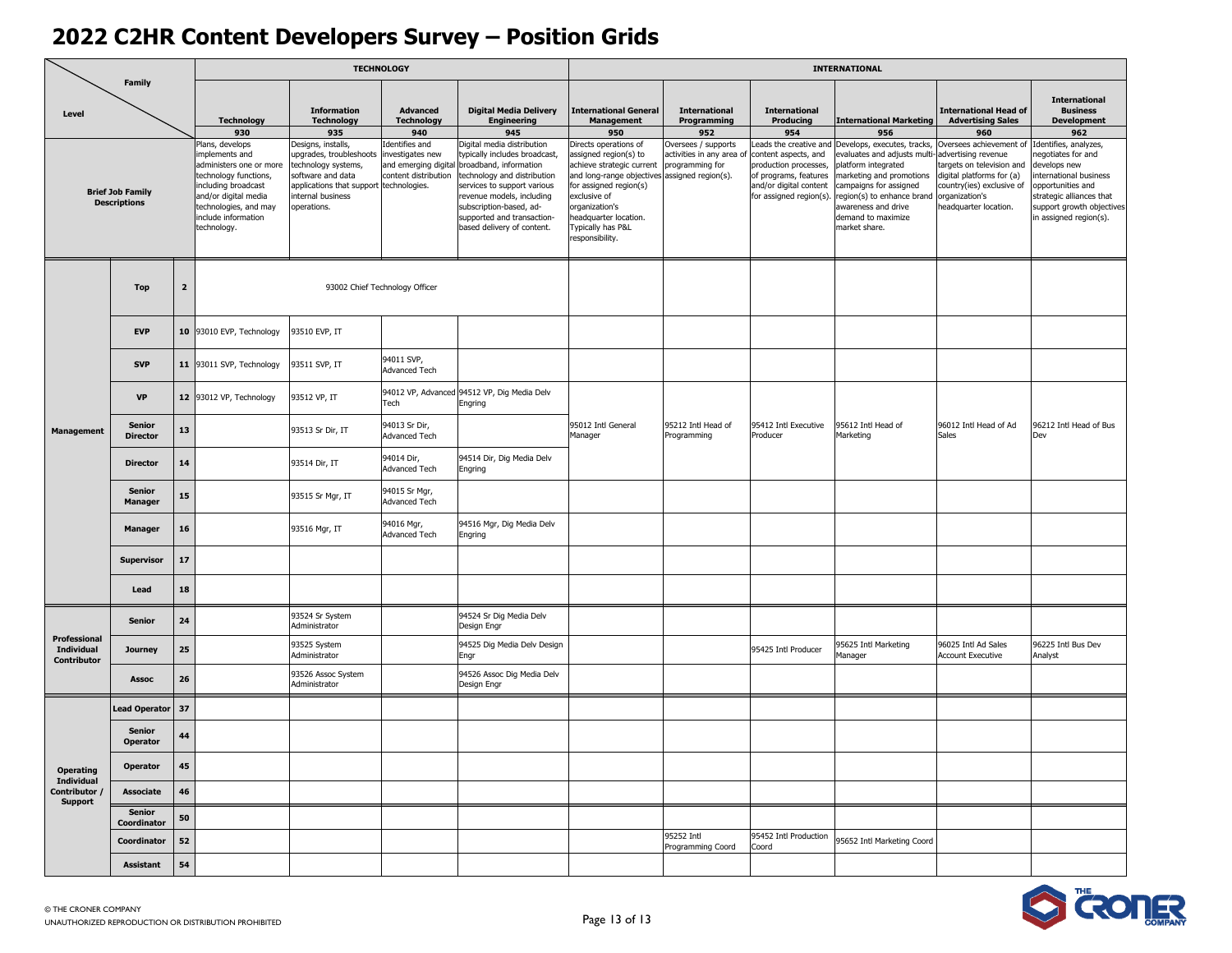# 2022 C2HR Content Developers Survey – Position Grids

| Level | | | TECHNOLOGY | | | | INTERNATIONAL | | | | | |
|---|---|---|---|---|---|---|---|---|---|---|---|---|
| | Family | | Technology 930 | Information Technology 935 | Advanced Technology 940 | Digital Media Delivery Engineering 945 | International General Management 950 | International Programming 952 | International Producing 954 | International Marketing 956 | International Head of Advertising Sales 960 | International Business Development 962 |
| Brief Job Family Descriptions | | | Plans, develops implements and administers one or more technology functions, including broadcast and/or digital media technologies, and may include information technology. | Designs, installs, upgrades, troubleshoots technology systems, software and data applications that support internal business operations. | Identifies and investigates new and emerging digital content distribution technologies. | Digital media distribution typically includes broadcast, broadband, information technology and distribution services to support various revenue models, including subscription-based, ad-supported and transaction-based delivery of content. | Directs operations of assigned region(s) to achieve strategic current and long-range objectives for assigned region(s) exclusive of organization's headquarter location. Typically has P&L responsibility. | Oversees / supports activities in any area of programming for assigned region(s). | Leads the creative and content aspects, and production processes, of programs, features and/or digital content for assigned region(s). | Develops, executes, tracks, evaluates and adjusts multi-platform integrated marketing and promotions campaigns for assigned region(s) to enhance brand awareness and drive demand to maximize market share. | Oversees achievement of advertising revenue targets on television and digital platforms for (a) country(ies) exclusive of organization's headquarter location. | Identifies, analyzes, negotiates for and develops new international business opportunities and strategic alliances that support growth objectives in assigned region(s). |
| Management | Top | 2 | 93002 Chief Technology Officer | | | | | | | | | |
| | EVP | 10 | 93010 EVP, Technology | 93510 EVP, IT | | | | | | | | |
| | SVP | 11 | 93011 SVP, Technology | 93511 SVP, IT | 94011 SVP, Advanced Tech | | | | | | | |
| | VP | 12 | 93012 VP, Technology | 93512 VP, IT | 94012 VP, Advanced Tech | 94512 VP, Dig Media Delv Engring | 95012 Intl General Manager | 95212 Intl Head of Programming | 95412 Intl Executive Producer | 95612 Intl Head of Marketing | 96012 Intl Head of Ad Sales | 96212 Intl Head of Bus Dev |
| | Senior Director | 13 | | 93513 Sr Dir, IT | 94013 Sr Dir, Advanced Tech | | | | | | | |
| | Director | 14 | | 93514 Dir, IT | 94014 Dir, Advanced Tech | 94514 Dir, Dig Media Delv Engring | | | | | | |
| | Senior Manager | 15 | | 93515 Sr Mgr, IT | 94015 Sr Mgr, Advanced Tech | | | | | | | |
| | Manager | 16 | | 93516 Mgr, IT | 94016 Mgr, Advanced Tech | 94516 Mgr, Dig Media Delv Engring | | | | | | |
| | Supervisor | 17 | | | | | | | | | | |
| | Lead | 18 | | | | | | | | | | |
| Professional Individual Contributor | Senior | 24 | | 93524 Sr System Administrator | | 94524 Sr Dig Media Delv Design Engr | | | | | | |
| | Journey | 25 | | 93525 System Administrator | | 94525 Dig Media Delv Design Engr | | | 95425 Intl Producer | 95625 Intl Marketing Manager | 96025 Intl Ad Sales Account Executive | 96225 Intl Bus Dev Analyst |
| | Assoc | 26 | | 93526 Assoc System Administrator | | 94526 Assoc Dig Media Delv Design Engr | | | | | | |
| Operating Individual Contributor / Support | Lead Operator | 37 | | | | | | | | | | |
| | Senior Operator | 44 | | | | | | | | | | |
| | Operator | 45 | | | | | | | | | | |
| | Associate | 46 | | | | | | | | | | |
| | Senior Coordinator | 50 | | | | | | | | | | |
| | Coordinator | 52 | | | | | | 95252 Intl Programming Coord | 95452 Intl Production Coord | 95652 Intl Marketing Coord | | |
| | Assistant | 54 | | | | | | | | | | |

© THE CRONER COMPANY
UNAUTHORIZED REPRODUCTION OR DISTRIBUTION PROHIBITED